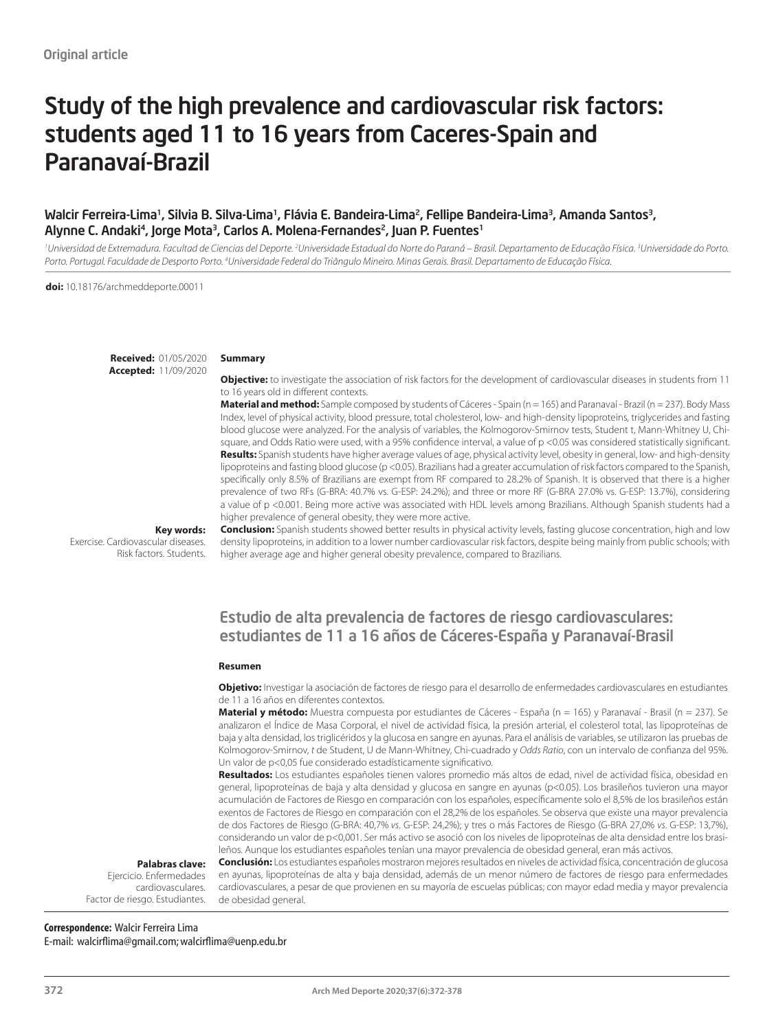Original article

# Study of the high prevalence and cardiovascular risk factors: students aged 11 to 16 years from Caceres-Spain and Paranavaí-Brazil

Walcir Ferreira-Lima[1], Silvia B. Silva-Lima[1], Flávia E. Bandeira-Lima[2], Fellipe Bandeira-Lima[3], Amanda Santos[3], Alynne C. Andaki[4], Jorge Mota[3], Carlos A. Molena-Fernandes[2], Juan P. Fuentes[1]

[1]Universidad de Extremadura. Facultad de Ciencias del Deporte. [2]Universidade Estadual do Norte do Paraná – Brasil. Departamento de Educação Física. [3]Universidade do Porto. Porto. Portugal. Faculdade de Desporto Porto. [4]Universidade Federal do Triângulo Mineiro. Minas Gerais. Brasil. Departamento de Educação Física.

**doi:** 10.18176/archmeddeporte.00011

**Received:** 01/05/2020
**Accepted:** 11/09/2020

## Summary

**Objective:** to investigate the association of risk factors for the development of cardiovascular diseases in students from 11 to 16 years old in different contexts.

**Material and method:** Sample composed by students of Cáceres - Spain (n = 165) and Paranavaí - Brazil (n = 237). Body Mass Index, level of physical activity, blood pressure, total cholesterol, low- and high-density lipoproteins, triglycerides and fasting blood glucose were analyzed. For the analysis of variables, the Kolmogorov-Smirnov tests, Student t, Mann-Whitney U, Chi-square, and Odds Ratio were used, with a 95% confidence interval, a value of p <0.05 was considered statistically significant.

**Results:** Spanish students have higher average values of age, physical activity level, obesity in general, low- and high-density lipoproteins and fasting blood glucose (p <0.05). Brazilians had a greater accumulation of risk factors compared to the Spanish, specifically only 8.5% of Brazilians are exempt from RF compared to 28.2% of Spanish. It is observed that there is a higher prevalence of two RFs (G-BRA: 40.7% vs. G-ESP: 24.2%); and three or more RF (G-BRA 27.0% vs. G-ESP: 13.7%), considering a value of p <0.001. Being more active was associated with HDL levels among Brazilians. Although Spanish students had a higher prevalence of general obesity, they were more active.

**Conclusion:** Spanish students showed better results in physical activity levels, fasting glucose concentration, high and low density lipoproteins, in addition to a lower number cardiovascular risk factors, despite being mainly from public schools; with higher average age and higher general obesity prevalence, compared to Brazilians.

**Key words:**
Exercise. Cardiovascular diseases. Risk factors. Students.

# Estudio de alta prevalencia de factores de riesgo cardiovasculares: estudiantes de 11 a 16 años de Cáceres-España y Paranavaí-Brasil

## Resumen

**Objetivo:** Investigar la asociación de factores de riesgo para el desarrollo de enfermedades cardiovasculares en estudiantes de 11 a 16 años en diferentes contextos.

**Material y método:** Muestra compuesta por estudiantes de Cáceres - España (n = 165) y Paranavaí - Brasil (n = 237). Se analizaron el Índice de Masa Corporal, el nivel de actividad física, la presión arterial, el colesterol total, las lipoproteínas de baja y alta densidad, los triglicéridos y la glucosa en sangre en ayunas. Para el análisis de variables, se utilizaron las pruebas de Kolmogorov-Smirnov, *t* de Student, U de Mann-Whitney, Chi-cuadrado y *Odds Ratio*, con un intervalo de confianza del 95%. Un valor de p<0,05 fue considerado estadísticamente significativo.

**Resultados:** Los estudiantes españoles tienen valores promedio más altos de edad, nivel de actividad física, obesidad en general, lipoproteínas de baja y alta densidad y glucosa en sangre en ayunas (p<0.05). Los brasileños tuvieron una mayor acumulación de Factores de Riesgo en comparación con los españoles, específicamente solo el 8,5% de los brasileños están exentos de Factores de Riesgo en comparación con el 28,2% de los españoles. Se observa que existe una mayor prevalencia de dos Factores de Riesgo (G-BRA: 40,7% *vs*. G-ESP: 24,2%); y tres o más Factores de Riesgo (G-BRA 27,0% *vs*. G-ESP: 13,7%), considerando un valor de p<0,001. Ser más activo se asoció con los niveles de lipoproteínas de alta densidad entre los brasileños. Aunque los estudiantes españoles tenían una mayor prevalencia de obesidad general, eran más activos.

**Conclusión:** Los estudiantes españoles mostraron mejores resultados en niveles de actividad física, concentración de glucosa en ayunas, lipoproteínas de alta y baja densidad, además de un menor número de factores de riesgo para enfermedades cardiovasculares, a pesar de que provienen en su mayoría de escuelas públicas; con mayor edad media y mayor prevalencia de obesidad general.

**Palabras clave:**
Ejercicio. Enfermedades cardiovasculares. Factor de riesgo. Estudiantes.

**Correspondence:** Walcir Ferreira Lima
E-mail: walcirflima@gmail.com; walcirflima@uenp.edu.br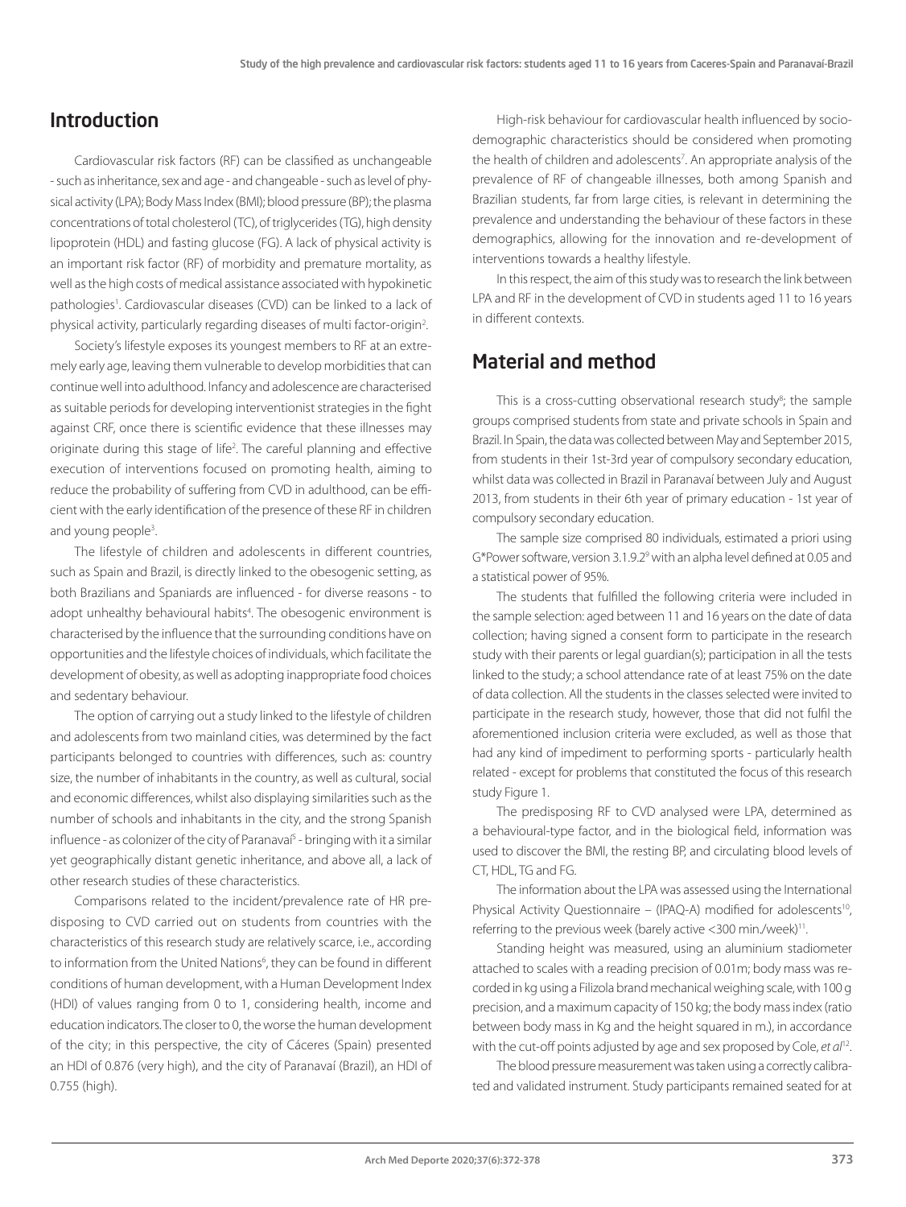## Introduction

Cardiovascular risk factors (RF) can be classified as unchangeable - such as inheritance, sex and age - and changeable - such as level of physical activity (LPA); Body Mass Index (BMI); blood pressure (BP); the plasma concentrations of total cholesterol (TC), of triglycerides (TG), high density lipoprotein (HDL) and fasting glucose (FG). A lack of physical activity is an important risk factor (RF) of morbidity and premature mortality, as well as the high costs of medical assistance associated with hypokinetic pathologies[1]. Cardiovascular diseases (CVD) can be linked to a lack of physical activity, particularly regarding diseases of multi factor-origin[2].

Society's lifestyle exposes its youngest members to RF at an extremely early age, leaving them vulnerable to develop morbidities that can continue well into adulthood. Infancy and adolescence are characterised as suitable periods for developing interventionist strategies in the fight against CRF, once there is scientific evidence that these illnesses may originate during this stage of life[2]. The careful planning and effective execution of interventions focused on promoting health, aiming to reduce the probability of suffering from CVD in adulthood, can be efficient with the early identification of the presence of these RF in children and young people[3].

The lifestyle of children and adolescents in different countries, such as Spain and Brazil, is directly linked to the obesogenic setting, as both Brazilians and Spaniards are influenced - for diverse reasons - to adopt unhealthy behavioural habits[4]. The obesogenic environment is characterised by the influence that the surrounding conditions have on opportunities and the lifestyle choices of individuals, which facilitate the development of obesity, as well as adopting inappropriate food choices and sedentary behaviour.

The option of carrying out a study linked to the lifestyle of children and adolescents from two mainland cities, was determined by the fact participants belonged to countries with differences, such as: country size, the number of inhabitants in the country, as well as cultural, social and economic differences, whilst also displaying similarities such as the number of schools and inhabitants in the city, and the strong Spanish influence - as colonizer of the city of Paranavaí[5] - bringing with it a similar yet geographically distant genetic inheritance, and above all, a lack of other research studies of these characteristics.

Comparisons related to the incident/prevalence rate of HR predisposing to CVD carried out on students from countries with the characteristics of this research study are relatively scarce, i.e., according to information from the United Nations[6], they can be found in different conditions of human development, with a Human Development Index (HDI) of values ranging from 0 to 1, considering health, income and education indicators. The closer to 0, the worse the human development of the city; in this perspective, the city of Cáceres (Spain) presented an HDI of 0.876 (very high), and the city of Paranavaí (Brazil), an HDI of 0.755 (high).

High-risk behaviour for cardiovascular health influenced by socio-demographic characteristics should be considered when promoting the health of children and adolescents[7]. An appropriate analysis of the prevalence of RF of changeable illnesses, both among Spanish and Brazilian students, far from large cities, is relevant in determining the prevalence and understanding the behaviour of these factors in these demographics, allowing for the innovation and re-development of interventions towards a healthy lifestyle.

In this respect, the aim of this study was to research the link between LPA and RF in the development of CVD in students aged 11 to 16 years in different contexts.

## Material and method

This is a cross-cutting observational research study[8]; the sample groups comprised students from state and private schools in Spain and Brazil. In Spain, the data was collected between May and September 2015, from students in their 1st-3rd year of compulsory secondary education, whilst data was collected in Brazil in Paranavaí between July and August 2013, from students in their 6th year of primary education - 1st year of compulsory secondary education.

The sample size comprised 80 individuals, estimated a priori using G*Power software, version 3.1.9.2[9] with an alpha level defined at 0.05 and a statistical power of 95%.

The students that fulfilled the following criteria were included in the sample selection: aged between 11 and 16 years on the date of data collection; having signed a consent form to participate in the research study with their parents or legal guardian(s); participation in all the tests linked to the study; a school attendance rate of at least 75% on the date of data collection. All the students in the classes selected were invited to participate in the research study, however, those that did not fulfil the aforementioned inclusion criteria were excluded, as well as those that had any kind of impediment to performing sports - particularly health related - except for problems that constituted the focus of this research study Figure 1.

The predisposing RF to CVD analysed were LPA, determined as a behavioural-type factor, and in the biological field, information was used to discover the BMI, the resting BP, and circulating blood levels of CT, HDL, TG and FG.

The information about the LPA was assessed using the International Physical Activity Questionnaire – (IPAQ-A) modified for adolescents[10], referring to the previous week (barely active <300 min./week)[11].

Standing height was measured, using an aluminium stadiometer attached to scales with a reading precision of 0.01m; body mass was recorded in kg using a Filizola brand mechanical weighing scale, with 100 g precision, and a maximum capacity of 150 kg; the body mass index (ratio between body mass in Kg and the height squared in m.), in accordance with the cut-off points adjusted by age and sex proposed by Cole, *et al*[12].

The blood pressure measurement was taken using a correctly calibrated and validated instrument. Study participants remained seated for at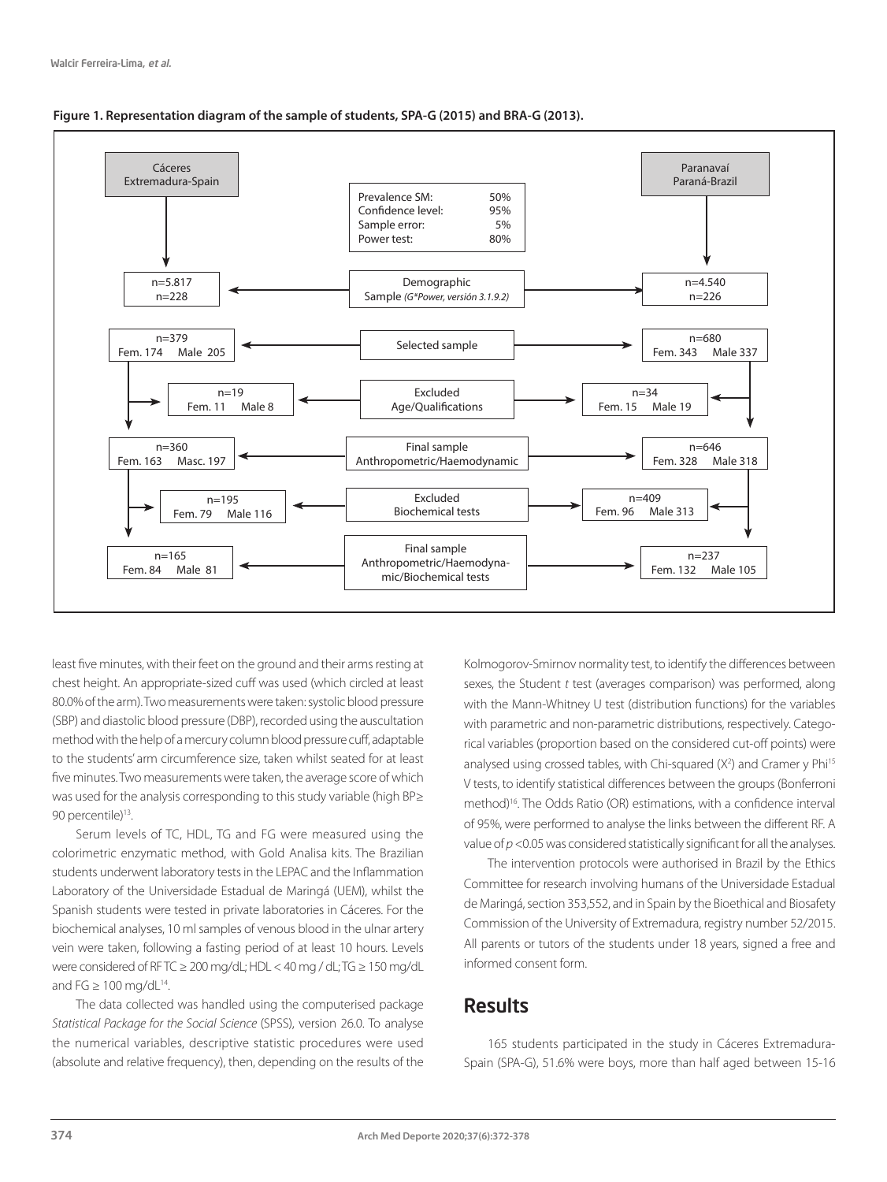**Figure 1. Representation diagram of the sample of students, SPA-G (2015) and BRA-G (2013).**

| Cáceres Extremadura-Spain | | Paranavaí Paraná-Brazil |
|---|---|---|
| | Prevalence SM: 50%; Confidence level: 95%; Sample error: 5%; Power test: 80% | |
| n=5.817 n=228 | Demographic Sample *(G\*Power, versión 3.1.9.2)* | n=4.540 n=226 |
| n=379 Fem. 174 Male 205 | Selected sample | n=680 Fem. 343 Male 337 |
| n=19 Fem. 11 Male 8 | Excluded Age/Qualifications | n=34 Fem. 15 Male 19 |
| n=360 Fem. 163 Masc. 197 | Final sample Anthropometric/Haemodynamic | n=646 Fem. 328 Male 318 |
| n=195 Fem. 79 Male 116 | Excluded Biochemical tests | n=409 Fem. 96 Male 313 |
| n=165 Fem. 84 Male 81 | Final sample Anthropometric/Haemodynamic/Biochemical tests | n=237 Fem. 132 Male 105 |

least five minutes, with their feet on the ground and their arms resting at chest height. An appropriate-sized cuff was used (which circled at least 80.0% of the arm). Two measurements were taken: systolic blood pressure (SBP) and diastolic blood pressure (DBP), recorded using the auscultation method with the help of a mercury column blood pressure cuff, adaptable to the students' arm circumference size, taken whilst seated for at least five minutes. Two measurements were taken, the average score of which was used for the analysis corresponding to this study variable (high BP≥ 90 percentile)[13].

Serum levels of TC, HDL, TG and FG were measured using the colorimetric enzymatic method, with Gold Analisa kits. The Brazilian students underwent laboratory tests in the LEPAC and the Inflammation Laboratory of the Universidade Estadual de Maringá (UEM), whilst the Spanish students were tested in private laboratories in Cáceres. For the biochemical analyses, 10 ml samples of venous blood in the ulnar artery vein were taken, following a fasting period of at least 10 hours. Levels were considered of RF TC ≥ 200 mg/dL; HDL < 40 mg / dL; TG ≥ 150 mg/dL and FG ≥ 100 mg/dL[14].

The data collected was handled using the computerised package *Statistical Package for the Social Science* (SPSS), version 26.0. To analyse the numerical variables, descriptive statistic procedures were used (absolute and relative frequency), then, depending on the results of the Kolmogorov-Smirnov normality test, to identify the differences between sexes, the Student *t* test (averages comparison) was performed, along with the Mann-Whitney U test (distribution functions) for the variables with parametric and non-parametric distributions, respectively. Categorical variables (proportion based on the considered cut-off points) were analysed using crossed tables, with Chi-squared ($X^2$) and Cramer y Phi[15] V tests, to identify statistical differences between the groups (Bonferroni method)[16]. The Odds Ratio (OR) estimations, with a confidence interval of 95%, were performed to analyse the links between the different RF. A value of $p$ <0.05 was considered statistically significant for all the analyses.

The intervention protocols were authorised in Brazil by the Ethics Committee for research involving humans of the Universidade Estadual de Maringá, section 353,552, and in Spain by the Bioethical and Biosafety Commission of the University of Extremadura, registry number 52/2015. All parents or tutors of the students under 18 years, signed a free and informed consent form.

## Results

165 students participated in the study in Cáceres Extremadura-Spain (SPA-G), 51.6% were boys, more than half aged between 15-16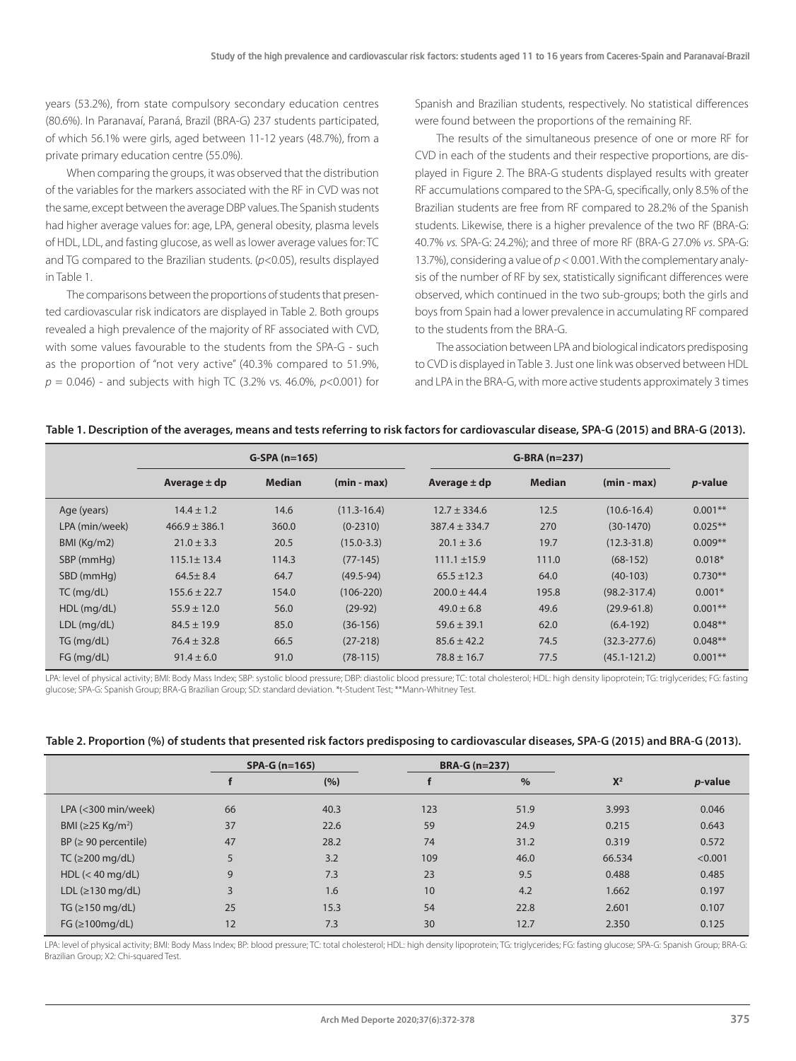years (53.2%), from state compulsory secondary education centres (80.6%). In Paranavaí, Paraná, Brazil (BRA-G) 237 students participated, of which 56.1% were girls, aged between 11-12 years (48.7%), from a private primary education centre (55.0%).

When comparing the groups, it was observed that the distribution of the variables for the markers associated with the RF in CVD was not the same, except between the average DBP values. The Spanish students had higher average values for: age, LPA, general obesity, plasma levels of HDL, LDL, and fasting glucose, as well as lower average values for: TC and TG compared to the Brazilian students. ($p$<0.05), results displayed in Table 1.

The comparisons between the proportions of students that presented cardiovascular risk indicators are displayed in Table 2. Both groups revealed a high prevalence of the majority of RF associated with CVD, with some values favourable to the students from the SPA-G - such as the proportion of "not very active" (40.3% compared to 51.9%, $p$ = 0.046) - and subjects with high TC (3.2% vs. 46.0%, $p$<0.001) for Spanish and Brazilian students, respectively. No statistical differences were found between the proportions of the remaining RF.

The results of the simultaneous presence of one or more RF for CVD in each of the students and their respective proportions, are displayed in Figure 2. The BRA-G students displayed results with greater RF accumulations compared to the SPA-G, specifically, only 8.5% of the Brazilian students are free from RF compared to 28.2% of the Spanish students. Likewise, there is a higher prevalence of the two RF (BRA-G: 40.7% *vs.* SPA-G: 24.2%); and three of more RF (BRA-G 27.0% *vs.* SPA-G: 13.7%), considering a value of $p$ < 0.001. With the complementary analysis of the number of RF by sex, statistically significant differences were observed, which continued in the two sub-groups; both the girls and boys from Spain had a lower prevalence in accumulating RF compared to the students from the BRA-G.

The association between LPA and biological indicators predisposing to CVD is displayed in Table 3. Just one link was observed between HDL and LPA in the BRA-G, with more active students approximately 3 times

**Table 1. Description of the averages, means and tests referring to risk factors for cardiovascular disease, SPA-G (2015) and BRA-G (2013).**

| | G-SPA (n=165) | | | G-BRA (n=237) | | | |
|---|---|---|---|---|---|---|---|
| | Average ± dp | Median | (min - max) | Average ± dp | Median | (min - max) | *p*-value |
| Age (years) | 14.4 ± 1.2 | 14.6 | (11.3-16.4) | 12.7 ± 334.6 | 12.5 | (10.6-16.4) | 0.001** |
| LPA (min/week) | 466.9 ± 386.1 | 360.0 | (0-2310) | 387.4 ± 334.7 | 270 | (30-1470) | 0.025** |
| BMI (Kg/m2) | 21.0 ± 3.3 | 20.5 | (15.0-3.3) | 20.1 ± 3.6 | 19.7 | (12.3-31.8) | 0.009** |
| SBP (mmHg) | 115.1± 13.4 | 114.3 | (77-145) | 111.1 ±15.9 | 111.0 | (68-152) | 0.018* |
| SBD (mmHg) | 64.5± 8.4 | 64.7 | (49.5-94) | 65.5 ±12.3 | 64.0 | (40-103) | 0.730** |
| TC (mg/dL) | 155.6 ± 22.7 | 154.0 | (106-220) | 200.0 ± 44.4 | 195.8 | (98.2-317.4) | 0.001* |
| HDL (mg/dL) | 55.9 ± 12.0 | 56.0 | (29-92) | 49.0 ± 6.8 | 49.6 | (29.9-61.8) | 0.001** |
| LDL (mg/dL) | 84.5 ± 19.9 | 85.0 | (36-156) | 59.6 ± 39.1 | 62.0 | (6.4-192) | 0.048** |
| TG (mg/dL) | 76.4 ± 32.8 | 66.5 | (27-218) | 85.6 ± 42.2 | 74.5 | (32.3-277.6) | 0.048** |
| FG (mg/dL) | 91.4 ± 6.0 | 91.0 | (78-115) | 78.8 ± 16.7 | 77.5 | (45.1-121.2) | 0.001** |

LPA: level of physical activity; BMI: Body Mass Index; SBP: systolic blood pressure; DBP: diastolic blood pressure; TC: total cholesterol; HDL: high density lipoprotein; TG: triglycerides; FG: fasting glucose; SPA-G: Spanish Group; BRA-G Brazilian Group; SD: standard deviation. *t-Student Test; **Mann-Whitney Test.

**Table 2. Proportion (%) of students that presented risk factors predisposing to cardiovascular diseases, SPA-G (2015) and BRA-G (2013).**

| | SPA-G (n=165) | | BRA-G (n=237) | | | |
|---|---|---|---|---|---|---|
| | f | (%) | f | % | $X^2$ | *p*-value |
| LPA (<300 min/week) | 66 | 40.3 | 123 | 51.9 | 3.993 | 0.046 |
| BMI (≥25 Kg/m²) | 37 | 22.6 | 59 | 24.9 | 0.215 | 0.643 |
| BP (≥ 90 percentile) | 47 | 28.2 | 74 | 31.2 | 0.319 | 0.572 |
| TC (≥200 mg/dL) | 5 | 3.2 | 109 | 46.0 | 66.534 | <0.001 |
| HDL (< 40 mg/dL) | 9 | 7.3 | 23 | 9.5 | 0.488 | 0.485 |
| LDL (≥130 mg/dL) | 3 | 1.6 | 10 | 4.2 | 1.662 | 0.197 |
| TG (≥150 mg/dL) | 25 | 15.3 | 54 | 22.8 | 2.601 | 0.107 |
| FG (≥100mg/dL) | 12 | 7.3 | 30 | 12.7 | 2.350 | 0.125 |

LPA: level of physical activity; BMI: Body Mass Index; BP: blood pressure; TC: total cholesterol; HDL: high density lipoprotein; TG: triglycerides; FG: fasting glucose; SPA-G: Spanish Group; BRA-G: Brazilian Group; X2: Chi-squared Test.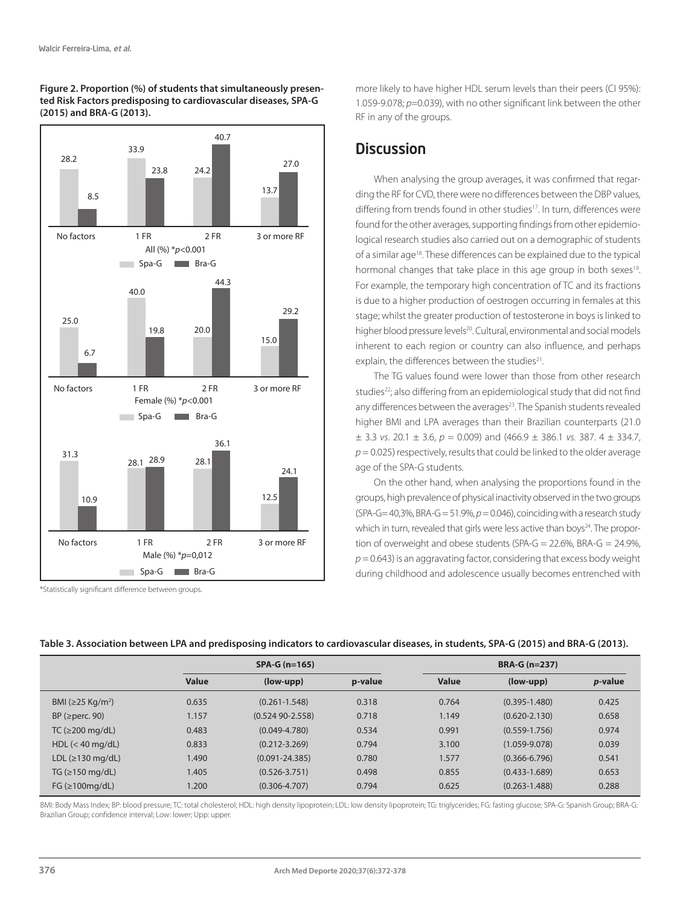**Figure 2. Proportion (%) of students that simultaneously presented Risk Factors predisposing to cardiovascular diseases, SPA-G (2015) and BRA-G (2013).**

| All (%) *$p$<0.001 | Spa-G | Bra-G |
|---|---|---|
| No factors | 28.2 | 8.5 |
| 1 FR | 33.9 | 23.8 |
| 2 FR | 24.2 | 40.7 |
| 3 or more RF | 13.7 | 27.0 |

| Female (%) *$p$<0.001 | Spa-G | Bra-G |
|---|---|---|
| No factors | 25.0 | 6.7 |
| 1 FR | 40.0 | 19.8 |
| 2 FR | 20.0 | 44.3 |
| 3 or more RF | 15.0 | 29.2 |

| Male (%) *$p$=0,012 | Spa-G | Bra-G |
|---|---|---|
| No factors | 31.3 | 10.9 |
| 1 FR | 28.1 | 28.9 |
| 2 FR | 28.1 | 36.1 |
| 3 or more RF | 12.5 | 24.1 |

*Statistically significant difference between groups.

more likely to have higher HDL serum levels than their peers (CI 95%): 1.059-9.078; $p$=0.039), with no other significant link between the other RF in any of the groups.

## Discussion

When analysing the group averages, it was confirmed that regarding the RF for CVD, there were no differences between the DBP values, differing from trends found in other studies[17]. In turn, differences were found for the other averages, supporting findings from other epidemiological research studies also carried out on a demographic of students of a similar age[18]. These differences can be explained due to the typical hormonal changes that take place in this age group in both sexes[19]. For example, the temporary high concentration of TC and its fractions is due to a higher production of oestrogen occurring in females at this stage; whilst the greater production of testosterone in boys is linked to higher blood pressure levels[20]. Cultural, environmental and social models inherent to each region or country can also influence, and perhaps explain, the differences between the studies[21].

The TG values found were lower than those from other research studies[22]; also differing from an epidemiological study that did not find any differences between the averages[23]. The Spanish students revealed higher BMI and LPA averages than their Brazilian counterparts (21.0 ± 3.3 *vs*. 20.1 ± 3.6, $p$ = 0.009) and (466.9 ± 386.1 *vs.* 387. 4 ± 334.7, $p$ = 0.025) respectively, results that could be linked to the older average age of the SPA-G students.

On the other hand, when analysing the proportions found in the groups, high prevalence of physical inactivity observed in the two groups (SPA-G= 40,3%, BRA-G = 51.9%, $p$ = 0.046), coinciding with a research study which in turn, revealed that girls were less active than boys[24]. The proportion of overweight and obese students (SPA-G = 22.6%, BRA-G = 24.9%, $p$ = 0.643) is an aggravating factor, considering that excess body weight during childhood and adolescence usually becomes entrenched with

**Table 3. Association between LPA and predisposing indicators to cardiovascular diseases, in students, SPA-G (2015) and BRA-G (2013).**

| | SPA-G (n=165) | | | BRA-G (n=237) | | |
|---|---|---|---|---|---|---|
| | Value | (low-upp) | p-value | Value | (low-upp) | *p*-value |
| BMI (≥25 Kg/m²) | 0.635 | (0.261-1.548) | 0.318 | 0.764 | (0.395-1.480) | 0.425 |
| BP (≥perc. 90) | 1.157 | (0.524 90-2.558) | 0.718 | 1.149 | (0.620-2.130) | 0.658 |
| TC (≥200 mg/dL) | 0.483 | (0.049-4.780) | 0.534 | 0.991 | (0.559-1.756) | 0.974 |
| HDL (< 40 mg/dL) | 0.833 | (0.212-3.269) | 0.794 | 3.100 | (1.059-9.078) | 0.039 |
| LDL (≥130 mg/dL) | 1.490 | (0.091-24.385) | 0.780 | 1.577 | (0.366-6.796) | 0.541 |
| TG (≥150 mg/dL) | 1.405 | (0.526-3.751) | 0.498 | 0.855 | (0.433-1.689) | 0.653 |
| FG (≥100mg/dL) | 1.200 | (0.306-4.707) | 0.794 | 0.625 | (0.263-1.488) | 0.288 |

BMI: Body Mass Index; BP: blood pressure; TC: total cholesterol; HDL: high density lipoprotein; LDL: low density lipoprotein; TG: triglycerides; FG: fasting glucose; SPA-G: Spanish Group; BRA-G: Brazilian Group; confidence interval; Low: lower; Upp: upper.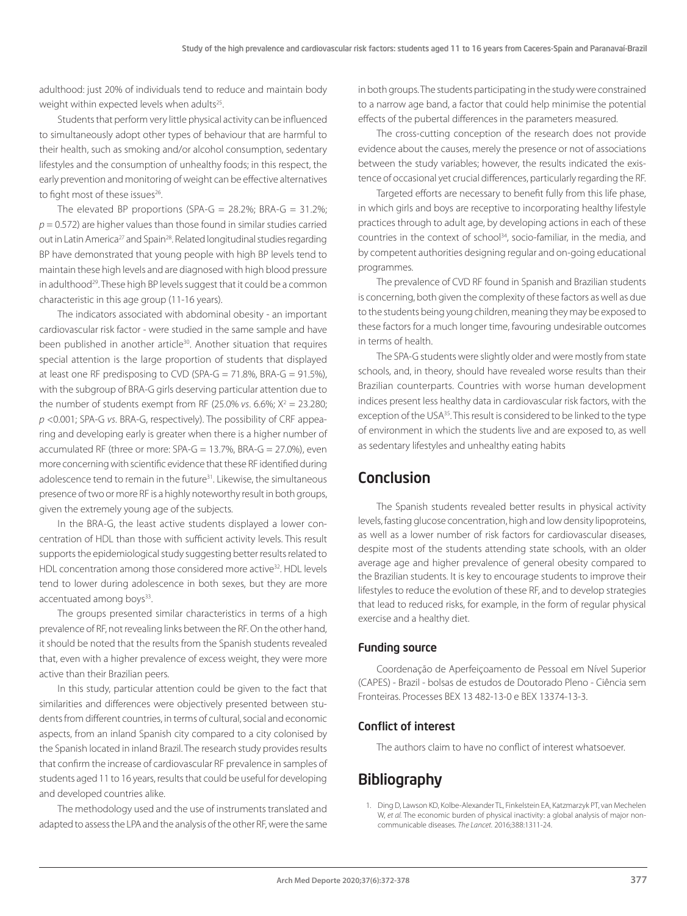adulthood: just 20% of individuals tend to reduce and maintain body weight within expected levels when adults[25].

Students that perform very little physical activity can be influenced to simultaneously adopt other types of behaviour that are harmful to their health, such as smoking and/or alcohol consumption, sedentary lifestyles and the consumption of unhealthy foods; in this respect, the early prevention and monitoring of weight can be effective alternatives to fight most of these issues[26].

The elevated BP proportions (SPA-G = 28.2%; BRA-G = 31.2%; $p = 0.572$) are higher values than those found in similar studies carried out in Latin America[27] and Spain[28]. Related longitudinal studies regarding BP have demonstrated that young people with high BP levels tend to maintain these high levels and are diagnosed with high blood pressure in adulthood[29]. These high BP levels suggest that it could be a common characteristic in this age group (11-16 years).

The indicators associated with abdominal obesity - an important cardiovascular risk factor - were studied in the same sample and have been published in another article[30]. Another situation that requires special attention is the large proportion of students that displayed at least one RF predisposing to CVD (SPA-G = 71.8%, BRA-G = 91.5%), with the subgroup of BRA-G girls deserving particular attention due to the number of students exempt from RF (25.0% *vs.* 6.6%; $X^2 = 23.280$; $p < 0.001$; SPA-G *vs.* BRA-G, respectively). The possibility of CRF appearing and developing early is greater when there is a higher number of accumulated RF (three or more: SPA-G = 13.7%, BRA-G = 27.0%), even more concerning with scientific evidence that these RF identified during adolescence tend to remain in the future[31]. Likewise, the simultaneous presence of two or more RF is a highly noteworthy result in both groups, given the extremely young age of the subjects.

In the BRA-G, the least active students displayed a lower concentration of HDL than those with sufficient activity levels. This result supports the epidemiological study suggesting better results related to HDL concentration among those considered more active[32]. HDL levels tend to lower during adolescence in both sexes, but they are more accentuated among boys[33].

The groups presented similar characteristics in terms of a high prevalence of RF, not revealing links between the RF. On the other hand, it should be noted that the results from the Spanish students revealed that, even with a higher prevalence of excess weight, they were more active than their Brazilian peers.

In this study, particular attention could be given to the fact that similarities and differences were objectively presented between students from different countries, in terms of cultural, social and economic aspects, from an inland Spanish city compared to a city colonised by the Spanish located in inland Brazil. The research study provides results that confirm the increase of cardiovascular RF prevalence in samples of students aged 11 to 16 years, results that could be useful for developing and developed countries alike.

The methodology used and the use of instruments translated and adapted to assess the LPA and the analysis of the other RF, were the same in both groups. The students participating in the study were constrained to a narrow age band, a factor that could help minimise the potential effects of the pubertal differences in the parameters measured.

The cross-cutting conception of the research does not provide evidence about the causes, merely the presence or not of associations between the study variables; however, the results indicated the existence of occasional yet crucial differences, particularly regarding the RF.

Targeted efforts are necessary to benefit fully from this life phase, in which girls and boys are receptive to incorporating healthy lifestyle practices through to adult age, by developing actions in each of these countries in the context of school[34], socio-familiar, in the media, and by competent authorities designing regular and on-going educational programmes.

The prevalence of CVD RF found in Spanish and Brazilian students is concerning, both given the complexity of these factors as well as due to the students being young children, meaning they may be exposed to these factors for a much longer time, favouring undesirable outcomes in terms of health.

The SPA-G students were slightly older and were mostly from state schools, and, in theory, should have revealed worse results than their Brazilian counterparts. Countries with worse human development indices present less healthy data in cardiovascular risk factors, with the exception of the USA[35]. This result is considered to be linked to the type of environment in which the students live and are exposed to, as well as sedentary lifestyles and unhealthy eating habits

## Conclusion

The Spanish students revealed better results in physical activity levels, fasting glucose concentration, high and low density lipoproteins, as well as a lower number of risk factors for cardiovascular diseases, despite most of the students attending state schools, with an older average age and higher prevalence of general obesity compared to the Brazilian students. It is key to encourage students to improve their lifestyles to reduce the evolution of these RF, and to develop strategies that lead to reduced risks, for example, in the form of regular physical exercise and a healthy diet.

### Funding source

Coordenação de Aperfeiçoamento de Pessoal em Nível Superior (CAPES) - Brazil - bolsas de estudos de Doutorado Pleno - Ciência sem Fronteiras. Processes BEX 13 482-13-0 e BEX 13374-13-3.

### Conflict of interest

The authors claim to have no conflict of interest whatsoever.

## Bibliography

1. Ding D, Lawson KD, Kolbe-Alexander TL, Finkelstein EA, Katzmarzyk PT, van Mechelen W, *et al.* The economic burden of physical inactivity: a global analysis of major non-communicable diseases. *The Lancet.* 2016;388:1311-24.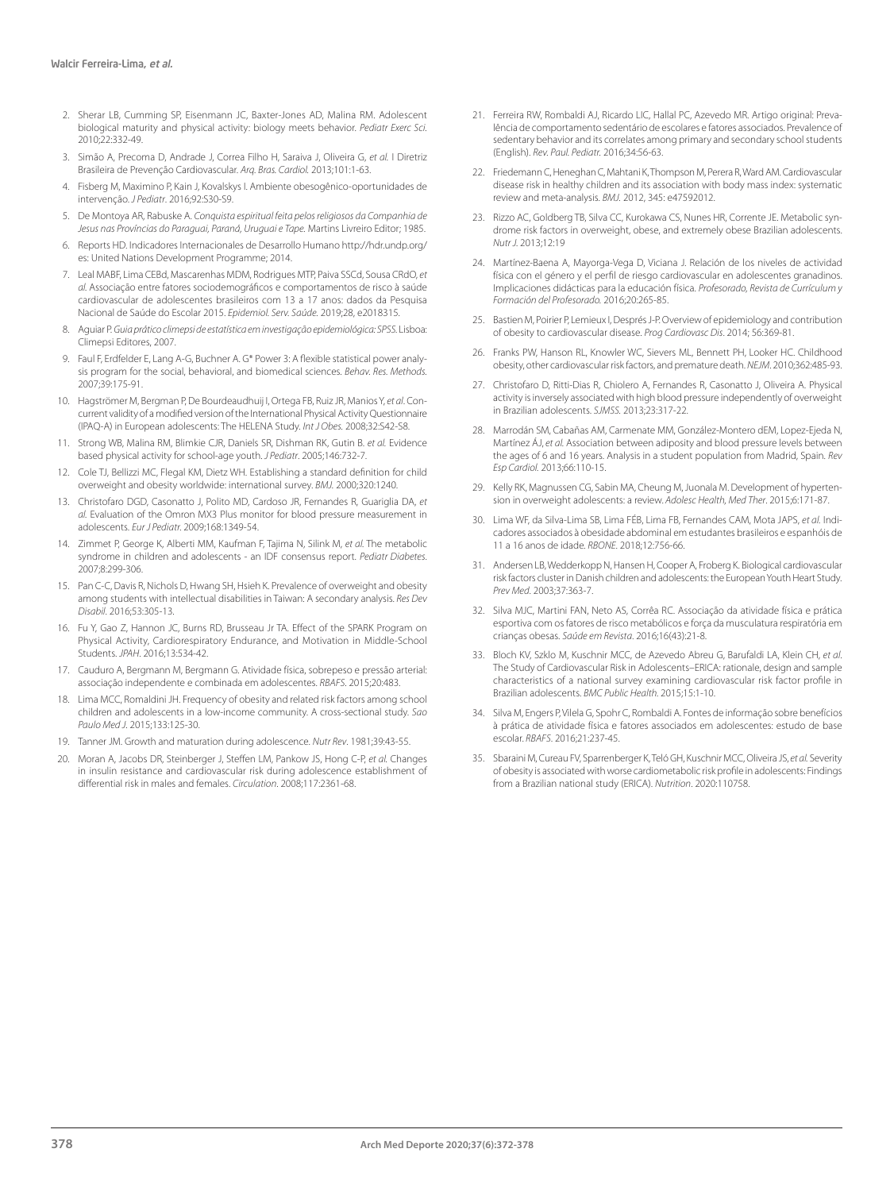2. Sherar LB, Cumming SP, Eisenmann JC, Baxter-Jones AD, Malina RM. Adolescent biological maturity and physical activity: biology meets behavior. *Pediatr Exerc Sci*. 2010;22:332-49.
3. Simão A, Precoma D, Andrade J, Correa Filho H, Saraiva J, Oliveira G, *et al.* I Diretriz Brasileira de Prevenção Cardiovascular. *Arq. Bras. Cardiol.* 2013;101:1-63.
4. Fisberg M, Maximino P, Kain J, Kovalskys I. Ambiente obesogênico-oportunidades de intervenção. *J Pediatr*. 2016;92:S30-S9.
5. De Montoya AR, Rabuske A. *Conquista espiritual feita pelos religiosos da Companhia de Jesus nas Províncias do Paraguai, Paraná, Uruguai e Tape.* Martins Livreiro Editor; 1985.
6. Reports HD. Indicadores Internacionales de Desarrollo Humano http://hdr.undp.org/es: United Nations Development Programme; 2014.
7. Leal MABF, Lima CEBd, Mascarenhas MDM, Rodrigues MTP, Paiva SSCd, Sousa CRdO, *et al.* Associação entre fatores sociodemográficos e comportamentos de risco à saúde cardiovascular de adolescentes brasileiros com 13 a 17 anos: dados da Pesquisa Nacional de Saúde do Escolar 2015. *Epidemiol. Serv. Saúde.* 2019;28, e2018315.
8. Aguiar P. *Guia prático climepsi de estatística em investigação epidemiológica: SPSS.* Lisboa: Climepsi Editores, 2007.
9. Faul F, Erdfelder E, Lang A-G, Buchner A. G* Power 3: A flexible statistical power analysis program for the social, behavioral, and biomedical sciences. *Behav. Res. Methods.* 2007;39:175-91.
10. Hagströmer M, Bergman P, De Bourdeaudhuij I, Ortega FB, Ruiz JR, Manios Y, *et al.* Concurrent validity of a modified version of the International Physical Activity Questionnaire (IPAQ-A) in European adolescents: The HELENA Study. *Int J Obes.* 2008;32:S42-S8.
11. Strong WB, Malina RM, Blimkie CJR, Daniels SR, Dishman RK, Gutin B. *et al.* Evidence based physical activity for school-age youth. *J Pediatr*. 2005;146:732-7.
12. Cole TJ, Bellizzi MC, Flegal KM, Dietz WH. Establishing a standard definition for child overweight and obesity worldwide: international survey. *BMJ.* 2000;320:1240.
13. Christofaro DGD, Casonatto J, Polito MD, Cardoso JR, Fernandes R, Guariglia DA, *et al.* Evaluation of the Omron MX3 Plus monitor for blood pressure measurement in adolescents. *Eur J Pediatr*. 2009;168:1349-54.
14. Zimmet P, George K, Alberti MM, Kaufman F, Tajima N, Silink M, *et al.* The metabolic syndrome in children and adolescents - an IDF consensus report. *Pediatr Diabetes*. 2007;8:299-306.
15. Pan C-C, Davis R, Nichols D, Hwang SH, Hsieh K. Prevalence of overweight and obesity among students with intellectual disabilities in Taiwan: A secondary analysis. *Res Dev Disabil*. 2016;53:305-13.
16. Fu Y, Gao Z, Hannon JC, Burns RD, Brusseau Jr TA. Effect of the SPARK Program on Physical Activity, Cardiorespiratory Endurance, and Motivation in Middle-School Students. *JPAH*. 2016;13:534-42.
17. Cauduro A, Bergmann M, Bergmann G. Atividade física, sobrepeso e pressão arterial: associação independente e combinada em adolescentes. *RBAFS*. 2015;20:483.
18. Lima MCC, Romaldini JH. Frequency of obesity and related risk factors among school children and adolescents in a low-income community. A cross-sectional study. *Sao Paulo Med J*. 2015;133:125-30.
19. Tanner JM. Growth and maturation during adolescence. *Nutr Rev*. 1981;39:43-55.
20. Moran A, Jacobs DR, Steinberger J, Steffen LM, Pankow JS, Hong C-P, *et al.* Changes in insulin resistance and cardiovascular risk during adolescence establishment of differential risk in males and females. *Circulation*. 2008;117:2361-68.
21. Ferreira RW, Rombaldi AJ, Ricardo LIC, Hallal PC, Azevedo MR. Artigo original: Prevalência de comportamento sedentário de escolares e fatores associados. Prevalence of sedentary behavior and its correlates among primary and secondary school students (English). *Rev. Paul. Pediatr.* 2016;34:56-63.
22. Friedemann C, Heneghan C, Mahtani K, Thompson M, Perera R, Ward AM. Cardiovascular disease risk in healthy children and its association with body mass index: systematic review and meta-analysis. *BMJ.* 2012, 345: e47592012.
23. Rizzo AC, Goldberg TB, Silva CC, Kurokawa CS, Nunes HR, Corrente JE. Metabolic syndrome risk factors in overweight, obese, and extremely obese Brazilian adolescents. *Nutr J.* 2013;12:19
24. Martínez-Baena A, Mayorga-Vega D, Viciana J. Relación de los niveles de actividad física con el género y el perfil de riesgo cardiovascular en adolescentes granadinos. Implicaciones didácticas para la educación física. *Profesorado, Revista de Currículum y Formación del Profesorado.* 2016;20:265-85.
25. Bastien M, Poirier P, Lemieux I, Després J-P. Overview of epidemiology and contribution of obesity to cardiovascular disease. *Prog Cardiovasc Dis*. 2014; 56:369-81.
26. Franks PW, Hanson RL, Knowler WC, Sievers ML, Bennett PH, Looker HC. Childhood obesity, other cardiovascular risk factors, and premature death. *NEJM*. 2010;362:485-93.
27. Christofaro D, Ritti-Dias R, Chiolero A, Fernandes R, Casonatto J, Oliveira A. Physical activity is inversely associated with high blood pressure independently of overweight in Brazilian adolescents. *SJMSS.* 2013;23:317-22.
28. Marrodán SM, Cabañas AM, Carmenate MM, González-Montero dEM, Lopez-Ejeda N, Martínez ÁJ, *et al.* Association between adiposity and blood pressure levels between the ages of 6 and 16 years. Analysis in a student population from Madrid, Spain. *Rev Esp Cardiol.* 2013;66:110-15.
29. Kelly RK, Magnussen CG, Sabin MA, Cheung M, Juonala M. Development of hypertension in overweight adolescents: a review. *Adolesc Health, Med Ther*. 2015;6:171-87.
30. Lima WF, da Silva-Lima SB, Lima FÉB, Lima FB, Fernandes CAM, Mota JAPS, *et al.* Indicadores associados à obesidade abdominal em estudantes brasileiros e espanhóis de 11 a 16 anos de idade. *RBONE*. 2018;12:756-66.
31. Andersen LB, Wedderkopp N, Hansen H, Cooper A, Froberg K. Biological cardiovascular risk factors cluster in Danish children and adolescents: the European Youth Heart Study. *Prev Med*. 2003;37:363-7.
32. Silva MJC, Martini FAN, Neto AS, Corrêa RC. Associação da atividade física e prática esportiva com os fatores de risco metabólicos e força da musculatura respiratória em crianças obesas. *Saúde em Revista*. 2016;16(43):21-8.
33. Bloch KV, Szklo M, Kuschnir MCC, de Azevedo Abreu G, Barufaldi LA, Klein CH, *et al.* The Study of Cardiovascular Risk in Adolescents–ERICA: rationale, design and sample characteristics of a national survey examining cardiovascular risk factor profile in Brazilian adolescents. *BMC Public Health.* 2015;15:1-10.
34. Silva M, Engers P, Vilela G, Spohr C, Rombaldi A. Fontes de informação sobre benefícios à prática de atividade física e fatores associados em adolescentes: estudo de base escolar. *RBAFS*. 2016;21:237-45.
35. Sbaraini M, Cureau FV, Sparrenberger K, Teló GH, Kuschnir MCC, Oliveira JS, *et al.* Severity of obesity is associated with worse cardiometabolic risk profile in adolescents: Findings from a Brazilian national study (ERICA). *Nutrition*. 2020:110758.